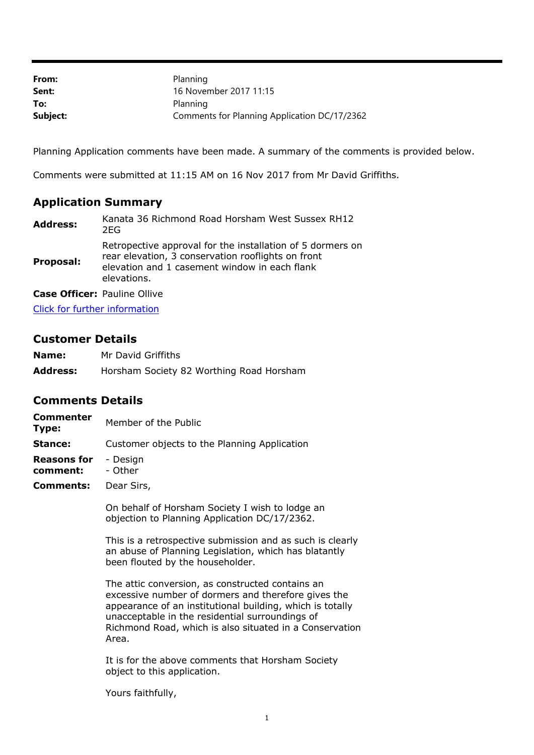| | |
|---|---|
| **From:** | Planning |
| **Sent:** | 16 November 2017 11:15 |
| **To:** | Planning |
| **Subject:** | Comments for Planning Application DC/17/2362 |

Planning Application comments have been made. A summary of the comments is provided below.

Comments were submitted at 11:15 AM on 16 Nov 2017 from Mr David Griffiths.

## Application Summary

| | |
|---|---|
| **Address:** | Kanata 36 Richmond Road Horsham West Sussex RH12 2EG |
| **Proposal:** | Retropective approval for the installation of 5 dormers on rear elevation, 3 conservation rooflights on front elevation and 1 casement window in each flank elevations. |
| **Case Officer:** | Pauline Ollive |

[Click for further information]

## Customer Details

| | |
|---|---|
| **Name:** | Mr David Griffiths |
| **Address:** | Horsham Society 82 Worthing Road Horsham |

## Comments Details

| | |
|---|---|
| **Commenter Type:** | Member of the Public |
| **Stance:** | Customer objects to the Planning Application |
| **Reasons for comment:** | - Design<br>- Other |
| **Comments:** | Dear Sirs, |

On behalf of Horsham Society I wish to lodge an objection to Planning Application DC/17/2362.

This is a retrospective submission and as such is clearly an abuse of Planning Legislation, which has blatantly been flouted by the householder.

The attic conversion, as constructed contains an excessive number of dormers and therefore gives the appearance of an institutional building, which is totally unacceptable in the residential surroundings of Richmond Road, which is also situated in a Conservation Area.

It is for the above comments that Horsham Society object to this application.

Yours faithfully,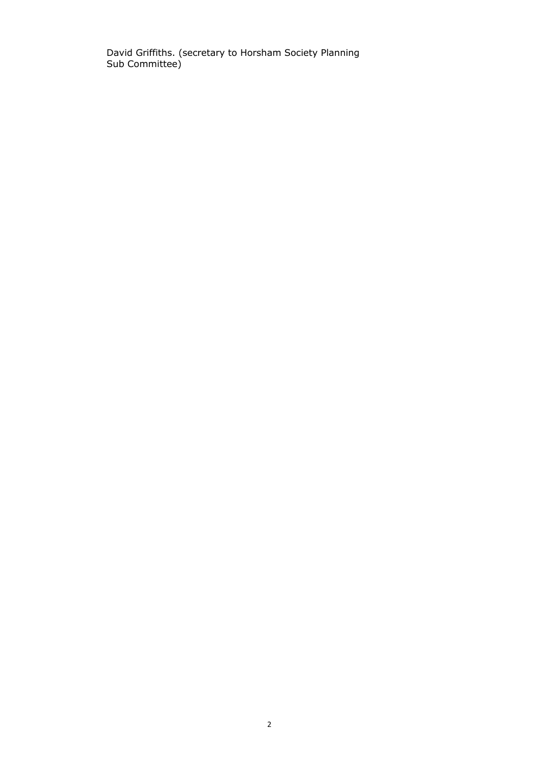David Griffiths. (secretary to Horsham Society Planning Sub Committee)